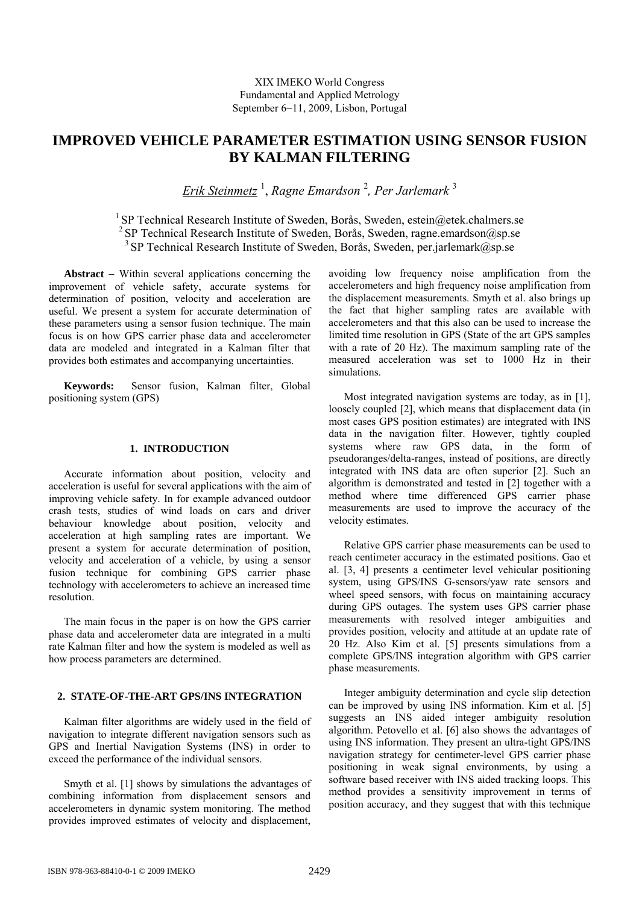XIX IMEKO World Congress
Fundamental and Applied Metrology
September 6−11, 2009, Lisbon, Portugal

# IMPROVED VEHICLE PARAMETER ESTIMATION USING SENSOR FUSION BY KALMAN FILTERING

*Erik Steinmetz* [1], *Ragne Emardson* [2], *Per Jarlemark* [3]

[1] SP Technical Research Institute of Sweden, Borås, Sweden, estein@etek.chalmers.se
[2] SP Technical Research Institute of Sweden, Borås, Sweden, ragne.emardson@sp.se
[3] SP Technical Research Institute of Sweden, Borås, Sweden, per.jarlemark@sp.se

**Abstract** − Within several applications concerning the improvement of vehicle safety, accurate systems for determination of position, velocity and acceleration are useful. We present a system for accurate determination of these parameters using a sensor fusion technique. The main focus is on how GPS carrier phase data and accelerometer data are modeled and integrated in a Kalman filter that provides both estimates and accompanying uncertainties.

**Keywords:** Sensor fusion, Kalman filter, Global positioning system (GPS)

## 1. INTRODUCTION

Accurate information about position, velocity and acceleration is useful for several applications with the aim of improving vehicle safety. In for example advanced outdoor crash tests, studies of wind loads on cars and driver behaviour knowledge about position, velocity and acceleration at high sampling rates are important. We present a system for accurate determination of position, velocity and acceleration of a vehicle, by using a sensor fusion technique for combining GPS carrier phase technology with accelerometers to achieve an increased time resolution.

The main focus in the paper is on how the GPS carrier phase data and accelerometer data are integrated in a multi rate Kalman filter and how the system is modeled as well as how process parameters are determined.

## 2. STATE-OF-THE-ART GPS/INS INTEGRATION

Kalman filter algorithms are widely used in the field of navigation to integrate different navigation sensors such as GPS and Inertial Navigation Systems (INS) in order to exceed the performance of the individual sensors.

Smyth et al. [1] shows by simulations the advantages of combining information from displacement sensors and accelerometers in dynamic system monitoring. The method provides improved estimates of velocity and displacement, avoiding low frequency noise amplification from the accelerometers and high frequency noise amplification from the displacement measurements. Smyth et al. also brings up the fact that higher sampling rates are available with accelerometers and that this also can be used to increase the limited time resolution in GPS (State of the art GPS samples with a rate of 20 Hz). The maximum sampling rate of the measured acceleration was set to 1000 Hz in their simulations.

Most integrated navigation systems are today, as in [1], loosely coupled [2], which means that displacement data (in most cases GPS position estimates) are integrated with INS data in the navigation filter. However, tightly coupled systems where raw GPS data, in the form of pseudoranges/delta-ranges, instead of positions, are directly integrated with INS data are often superior [2]. Such an algorithm is demonstrated and tested in [2] together with a method where time differenced GPS carrier phase measurements are used to improve the accuracy of the velocity estimates.

Relative GPS carrier phase measurements can be used to reach centimeter accuracy in the estimated positions. Gao et al. [3, 4] presents a centimeter level vehicular positioning system, using GPS/INS G-sensors/yaw rate sensors and wheel speed sensors, with focus on maintaining accuracy during GPS outages. The system uses GPS carrier phase measurements with resolved integer ambiguities and provides position, velocity and attitude at an update rate of 20 Hz. Also Kim et al. [5] presents simulations from a complete GPS/INS integration algorithm with GPS carrier phase measurements.

Integer ambiguity determination and cycle slip detection can be improved by using INS information. Kim et al. [5] suggests an INS aided integer ambiguity resolution algorithm. Petovello et al. [6] also shows the advantages of using INS information. They present an ultra-tight GPS/INS navigation strategy for centimeter-level GPS carrier phase positioning in weak signal environments, by using a software based receiver with INS aided tracking loops. This method provides a sensitivity improvement in terms of position accuracy, and they suggest that with this technique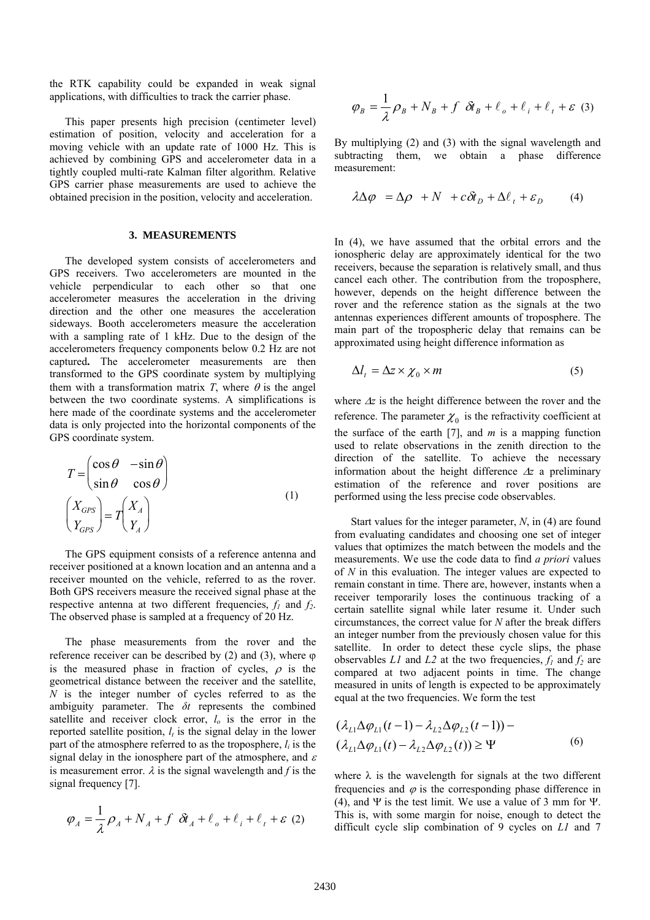the RTK capability could be expanded in weak signal applications, with difficulties to track the carrier phase.

This paper presents high precision (centimeter level) estimation of position, velocity and acceleration for a moving vehicle with an update rate of 1000 Hz. This is achieved by combining GPS and accelerometer data in a tightly coupled multi-rate Kalman filter algorithm. Relative GPS carrier phase measurements are used to achieve the obtained precision in the position, velocity and acceleration.

### 3. MEASUREMENTS

The developed system consists of accelerometers and GPS receivers. Two accelerometers are mounted in the vehicle perpendicular to each other so that one accelerometer measures the acceleration in the driving direction and the other one measures the acceleration sideways. Booth accelerometers measure the acceleration with a sampling rate of 1 kHz. Due to the design of the accelerometers frequency components below 0.2 Hz are not captured**.** The accelerometer measurements are then transformed to the GPS coordinate system by multiplying them with a transformation matrix $T$, where $\theta$ is the angel between the two coordinate systems. A simplifications is here made of the coordinate systems and the accelerometer data is only projected into the horizontal components of the GPS coordinate system.

$$
\begin{aligned}
T &= \begin{pmatrix} \cos\theta & -\sin\theta \\ \sin\theta & \cos\theta \end{pmatrix} \\
\begin{pmatrix} X_{GPS} \\ Y_{GPS} \end{pmatrix} &= T \begin{pmatrix} X_A \\ Y_A \end{pmatrix}
\end{aligned}
\tag{1}
$$

The GPS equipment consists of a reference antenna and receiver positioned at a known location and an antenna and a receiver mounted on the vehicle, referred to as the rover. Both GPS receivers measure the received signal phase at the respective antenna at two different frequencies, $f_1$ and $f_2$. The observed phase is sampled at a frequency of 20 Hz.

The phase measurements from the rover and the reference receiver can be described by (2) and (3), where $\varphi$ is the measured phase in fraction of cycles, $\rho$ is the geometrical distance between the receiver and the satellite, $N$ is the integer number of cycles referred to as the ambiguity parameter. The $\delta t$ represents the combined satellite and receiver clock error, $l_o$ is the error in the reported satellite position, $l_t$ is the signal delay in the lower part of the atmosphere referred to as the troposphere, $l_i$ is the signal delay in the ionosphere part of the atmosphere, and $\varepsilon$ is measurement error. $\lambda$ is the signal wavelength and $f$ is the signal frequency [7].

$$
\varphi_A = \frac{1}{\lambda}\rho_A + N_A + f\ \delta t_A + \ell_o + \ell_i + \ell_t + \varepsilon \tag{2}
$$

$$
\varphi_B = \frac{1}{\lambda}\rho_B + N_B + f\ \delta t_B + \ell_o + \ell_i + \ell_t + \varepsilon \tag{3}
$$

By multiplying (2) and (3) with the signal wavelength and subtracting them, we obtain a phase difference measurement:

$$
\lambda\Delta\varphi = \Delta\rho + N + c\delta t_D + \Delta\ell_t + \varepsilon_D \tag{4}
$$

In (4), we have assumed that the orbital errors and the ionospheric delay are approximately identical for the two receivers, because the separation is relatively small, and thus cancel each other. The contribution from the troposphere, however, depends on the height difference between the rover and the reference station as the signals at the two antennas experiences different amounts of troposphere. The main part of the tropospheric delay that remains can be approximated using height difference information as

$$
\Delta l_t = \Delta z \times \chi_0 \times m \tag{5}
$$

where $\Delta z$ is the height difference between the rover and the reference. The parameter $\chi_0$ is the refractivity coefficient at the surface of the earth [7], and $m$ is a mapping function used to relate observations in the zenith direction to the direction of the satellite. To achieve the necessary information about the height difference $\Delta z$ a preliminary estimation of the reference and rover positions are performed using the less precise code observables.

Start values for the integer parameter, $N$, in (4) are found from evaluating candidates and choosing one set of integer values that optimizes the match between the models and the measurements. We use the code data to find *a priori* values of $N$ in this evaluation. The integer values are expected to remain constant in time. There are, however, instants when a receiver temporarily loses the continuous tracking of a certain satellite signal while later resume it. Under such circumstances, the correct value for $N$ after the break differs an integer number from the previously chosen value for this satellite. In order to detect these cycle slips, the phase observables $L1$ and $L2$ at the two frequencies, $f_1$ and $f_2$ are compared at two adjacent points in time. The change measured in units of length is expected to be approximately equal at the two frequencies. We form the test

$$
\begin{aligned}
&(\lambda_{L1}\Delta\varphi_{L1}(t-1) - \lambda_{L2}\Delta\varphi_{L2}(t-1)) - \\
&(\lambda_{L1}\Delta\varphi_{L1}(t) - \lambda_{L2}\Delta\varphi_{L2}(t)) \geq \Psi
\end{aligned}
\tag{6}
$$

where $\lambda$ is the wavelength for signals at the two different frequencies and $\varphi$ is the corresponding phase difference in (4), and $\Psi$ is the test limit. We use a value of 3 mm for $\Psi$. This is, with some margin for noise, enough to detect the difficult cycle slip combination of 9 cycles on $L1$ and 7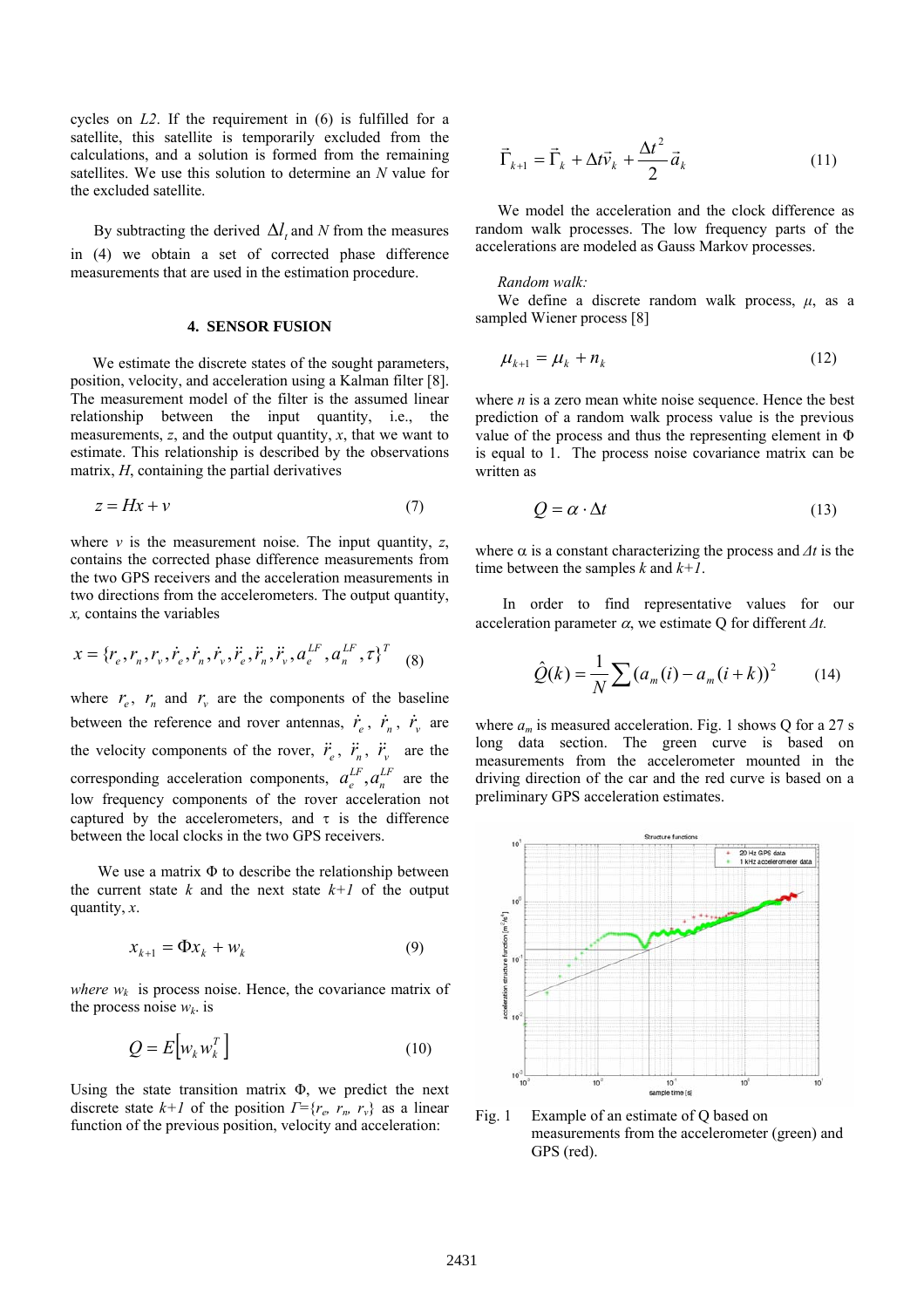cycles on *L2*. If the requirement in (6) is fulfilled for a satellite, this satellite is temporarily excluded from the calculations, and a solution is formed from the remaining satellites. We use this solution to determine an *N* value for the excluded satellite.

By subtracting the derived $\Delta l_t$ and *N* from the measures in (4) we obtain a set of corrected phase difference measurements that are used in the estimation procedure.

## 4. SENSOR FUSION

We estimate the discrete states of the sought parameters, position, velocity, and acceleration using a Kalman filter [8]. The measurement model of the filter is the assumed linear relationship between the input quantity, i.e., the measurements, *z*, and the output quantity, *x*, that we want to estimate. This relationship is described by the observations matrix, *H*, containing the partial derivatives

$$z = Hx + v \tag{7}$$

where *v* is the measurement noise. The input quantity, *z*, contains the corrected phase difference measurements from the two GPS receivers and the acceleration measurements in two directions from the accelerometers. The output quantity, *x,* contains the variables

$$x = \{r_e, r_n, r_v, \dot{r}_e, \dot{r}_n, \dot{r}_v, \ddot{r}_e, \ddot{r}_n, \ddot{r}_v, a_e^{LF}, a_n^{LF}, \tau\}^T \tag{8}$$

where $r_e$, $r_n$ and $r_v$ are the components of the baseline between the reference and rover antennas, $\dot{r}_e$, $\dot{r}_n$, $\dot{r}_v$ are the velocity components of the rover, $\ddot{r}_e$, $\ddot{r}_n$, $\ddot{r}_v$ are the corresponding acceleration components, $a_e^{LF}, a_n^{LF}$ are the low frequency components of the rover acceleration not captured by the accelerometers, and $\tau$ is the difference between the local clocks in the two GPS receivers.

We use a matrix $\Phi$ to describe the relationship between the current state *k* and the next state *k+1* of the output quantity, *x*.

$$x_{k+1} = \Phi x_k + w_k \tag{9}$$

*where* $w_k$ is process noise. Hence, the covariance matrix of the process noise $w_k$. is

$$Q = E\left[w_k w_k^T\right] \tag{10}$$

Using the state transition matrix $\Phi$, we predict the next discrete state *k+1* of the position $\Gamma=\{r_e, r_n, r_v\}$ as a linear function of the previous position, velocity and acceleration:

$$\vec{\Gamma}_{k+1} = \vec{\Gamma}_k + \Delta t \vec{v}_k + \frac{\Delta t^2}{2}\vec{a}_k \tag{11}$$

We model the acceleration and the clock difference as random walk processes. The low frequency parts of the accelerations are modeled as Gauss Markov processes.

*Random walk:*

We define a discrete random walk process, $\mu$, as a sampled Wiener process [8]

$$\mu_{k+1} = \mu_k + n_k \tag{12}$$

where *n* is a zero mean white noise sequence. Hence the best prediction of a random walk process value is the previous value of the process and thus the representing element in $\Phi$ is equal to 1. The process noise covariance matrix can be written as

$$Q = \alpha \cdot \Delta t \tag{13}$$

where $\alpha$ is a constant characterizing the process and $\Delta t$ is the time between the samples *k* and *k+1*.

In order to find representative values for our acceleration parameter $\alpha$, we estimate Q for different $\Delta t$.

$$\hat{Q}(k) = \frac{1}{N}\sum (a_m(i) - a_m(i+k))^2 \tag{14}$$

where $a_m$ is measured acceleration. Fig. 1 shows Q for a 27 s long data section. The green curve is based on measurements from the accelerometer mounted in the driving direction of the car and the red curve is based on a preliminary GPS acceleration estimates.

Structure functions

20 Hz GPS data
1 kHz accelerometer data

acceleration structure function [m²/s⁴]

sample time [s]

Fig. 1 Example of an estimate of Q based on measurements from the accelerometer (green) and GPS (red).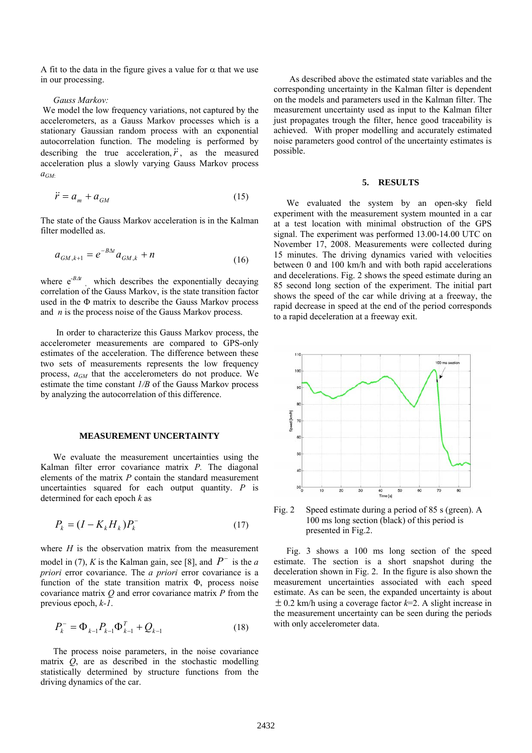A fit to the data in the figure gives a value for $\alpha$ that we use in our processing.

*Gauss Markov:*

We model the low frequency variations, not captured by the accelerometers, as a Gauss Markov processes which is a stationary Gaussian random process with an exponential autocorrelation function. The modeling is performed by describing the true acceleration, $\ddot{r}$, as the measured acceleration plus a slowly varying Gauss Markov process $a_{GM}$:

$$\ddot{r} = a_m + a_{GM} \tag{15}$$

The state of the Gauss Markov acceleration is in the Kalman filter modelled as.

$$a_{GM,k+1} = e^{-B\Delta t} a_{GM,k} + n \tag{16}$$

where $e^{-B\Delta t}$, which describes the exponentially decaying correlation of the Gauss Markov, is the state transition factor used in the $\Phi$ matrix to describe the Gauss Markov process and $n$ is the process noise of the Gauss Markov process.

In order to characterize this Gauss Markov process, the accelerometer measurements are compared to GPS-only estimates of the acceleration. The difference between these two sets of measurements represents the low frequency process, $a_{GM}$ that the accelerometers do not produce. We estimate the time constant $1/B$ of the Gauss Markov process by analyzing the autocorrelation of this difference.

## MEASUREMENT UNCERTAINTY

We evaluate the measurement uncertainties using the Kalman filter error covariance matrix $P$. The diagonal elements of the matrix $P$ contain the standard measurement uncertainties squared for each output quantity. $P$ is determined for each epoch $k$ as

$$P_k = (I - K_k H_k) P_k^- \tag{17}$$

where $H$ is the observation matrix from the measurement model in (7), $K$ is the Kalman gain, see [8], and $P^-$ is the *a priori* error covariance. The *a priori* error covariance is a function of the state transition matrix $\Phi$, process noise covariance matrix $Q$ and error covariance matrix $P$ from the previous epoch, $k$-$1$.

$$P_k^- = \Phi_{k-1} P_{k-1} \Phi_{k-1}^T + Q_{k-1} \tag{18}$$

The process noise parameters, in the noise covariance matrix $Q$, are as described in the stochastic modelling statistically determined by structure functions from the driving dynamics of the car.

As described above the estimated state variables and the corresponding uncertainty in the Kalman filter is dependent on the models and parameters used in the Kalman filter. The measurement uncertainty used as input to the Kalman filter just propagates trough the filter, hence good traceability is achieved. With proper modelling and accurately estimated noise parameters good control of the uncertainty estimates is possible.

## 5. RESULTS

We evaluated the system by an open-sky field experiment with the measurement system mounted in a car at a test location with minimal obstruction of the GPS signal. The experiment was performed 13.00-14.00 UTC on November 17, 2008. Measurements were collected during 15 minutes. The driving dynamics varied with velocities between 0 and 100 km/h and with both rapid accelerations and decelerations. Fig. 2 shows the speed estimate during an 85 second long section of the experiment. The initial part shows the speed of the car while driving at a freeway, the rapid decrease in speed at the end of the period corresponds to a rapid deceleration at a freeway exit.

100 ms section

Speed [km/h]

Time [s]

Fig. 2 Speed estimate during a period of 85 s (green). A 100 ms long section (black) of this period is presented in Fig.2.

Fig. 3 shows a 100 ms long section of the speed estimate. The section is a short snapshot during the deceleration shown in Fig. 2. In the figure is also shown the measurement uncertainties associated with each speed estimate. As can be seen, the expanded uncertainty is about $\pm$ 0.2 km/h using a coverage factor $k$=2. A slight increase in the measurement uncertainty can be seen during the periods with only accelerometer data.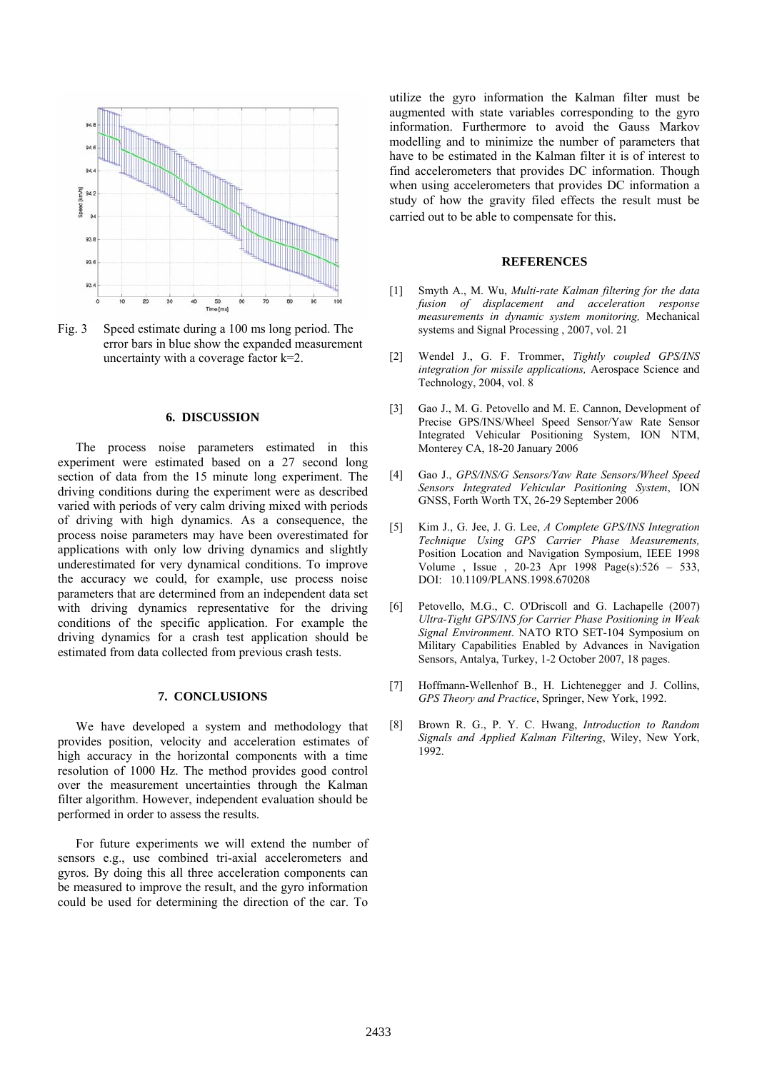94.8
94.6
94.4
94.2
94
93.8
93.6
93.4
Speed [km/h]
0 10 20 30 40 50 60 70 80 90 100
Time [ms]

Fig. 3 Speed estimate during a 100 ms long period. The error bars in blue show the expanded measurement uncertainty with a coverage factor k=2.

## 6. DISCUSSION

The process noise parameters estimated in this experiment were estimated based on a 27 second long section of data from the 15 minute long experiment. The driving conditions during the experiment were as described varied with periods of very calm driving mixed with periods of driving with high dynamics. As a consequence, the process noise parameters may have been overestimated for applications with only low driving dynamics and slightly underestimated for very dynamical conditions. To improve the accuracy we could, for example, use process noise parameters that are determined from an independent data set with driving dynamics representative for the driving conditions of the specific application. For example the driving dynamics for a crash test application should be estimated from data collected from previous crash tests.

## 7. CONCLUSIONS

We have developed a system and methodology that provides position, velocity and acceleration estimates of high accuracy in the horizontal components with a time resolution of 1000 Hz. The method provides good control over the measurement uncertainties through the Kalman filter algorithm. However, independent evaluation should be performed in order to assess the results.

For future experiments we will extend the number of sensors e.g., use combined tri-axial accelerometers and gyros. By doing this all three acceleration components can be measured to improve the result, and the gyro information could be used for determining the direction of the car. To utilize the gyro information the Kalman filter must be augmented with state variables corresponding to the gyro information. Furthermore to avoid the Gauss Markov modelling and to minimize the number of parameters that have to be estimated in the Kalman filter it is of interest to find accelerometers that provides DC information. Though when using accelerometers that provides DC information a study of how the gravity filed effects the result must be carried out to be able to compensate for this.

## REFERENCES

[1] Smyth A., M. Wu, *Multi-rate Kalman filtering for the data fusion of displacement and acceleration response measurements in dynamic system monitoring,* Mechanical systems and Signal Processing , 2007, vol. 21

[2] Wendel J., G. F. Trommer, *Tightly coupled GPS/INS integration for missile applications,* Aerospace Science and Technology, 2004, vol. 8

[3] Gao J., M. G. Petovello and M. E. Cannon, Development of Precise GPS/INS/Wheel Speed Sensor/Yaw Rate Sensor Integrated Vehicular Positioning System, ION NTM, Monterey CA, 18-20 January 2006

[4] Gao J., *GPS/INS/G Sensors/Yaw Rate Sensors/Wheel Speed Sensors Integrated Vehicular Positioning System*, ION GNSS, Forth Worth TX, 26-29 September 2006

[5] Kim J., G. Jee, J. G. Lee, *A Complete GPS/INS Integration Technique Using GPS Carrier Phase Measurements,* Position Location and Navigation Symposium, IEEE 1998 Volume , Issue , 20-23 Apr 1998 Page(s):526 – 533, DOI: 10.1109/PLANS.1998.670208

[6] Petovello, M.G., C. O'Driscoll and G. Lachapelle (2007) *Ultra-Tight GPS/INS for Carrier Phase Positioning in Weak Signal Environment*. NATO RTO SET-104 Symposium on Military Capabilities Enabled by Advances in Navigation Sensors, Antalya, Turkey, 1-2 October 2007, 18 pages.

[7] Hoffmann-Wellenhof B., H. Lichtenegger and J. Collins, *GPS Theory and Practice*, Springer, New York, 1992.

[8] Brown R. G., P. Y. C. Hwang, *Introduction to Random Signals and Applied Kalman Filtering*, Wiley, New York, 1992.